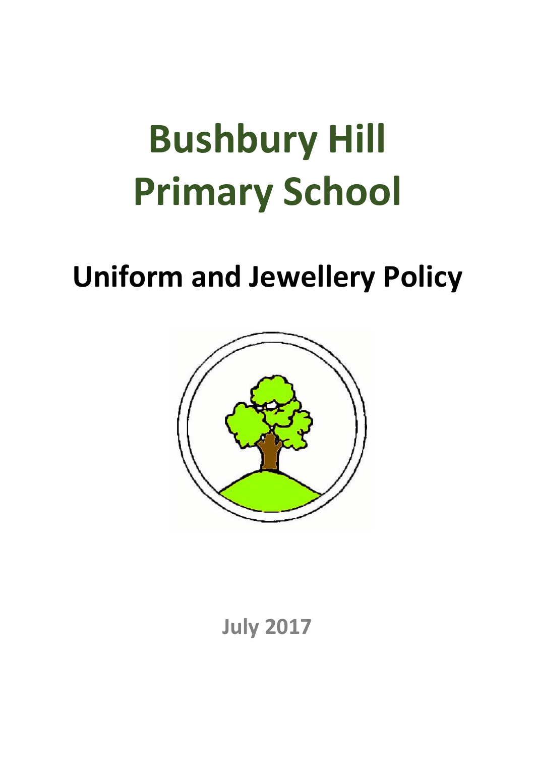# Bushbury Hill Primary School

## Uniform and Jewellery Policy

July 2017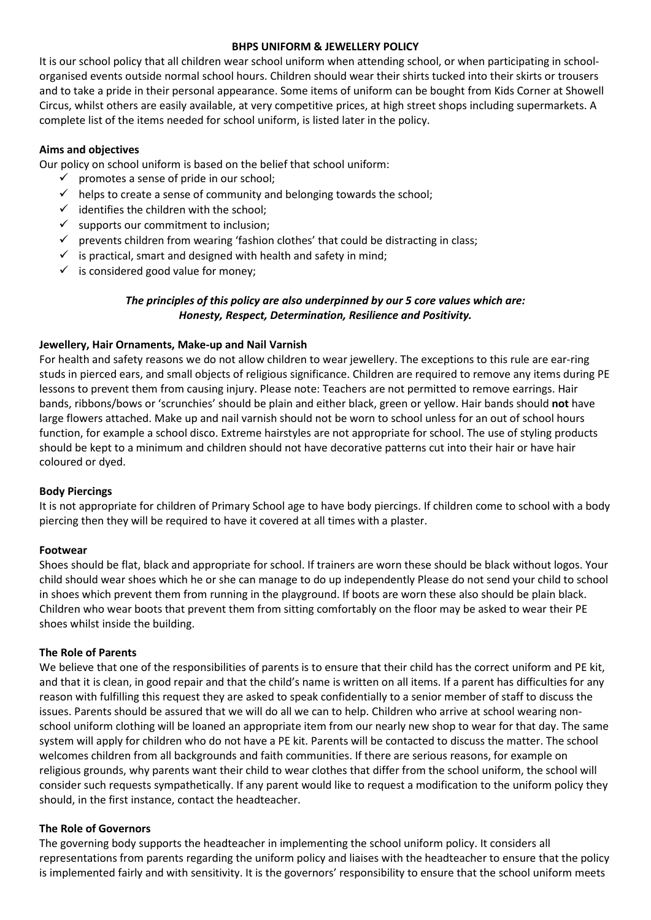**BHPS UNIFORM & JEWELLERY POLICY**

It is our school policy that all children wear school uniform when attending school, or when participating in school-organised events outside normal school hours. Children should wear their shirts tucked into their skirts or trousers and to take a pride in their personal appearance. Some items of uniform can be bought from Kids Corner at Showell Circus, whilst others are easily available, at very competitive prices, at high street shops including supermarkets. A complete list of the items needed for school uniform, is listed later in the policy.

**Aims and objectives**

Our policy on school uniform is based on the belief that school uniform:

- ✓ promotes a sense of pride in our school;
- ✓ helps to create a sense of community and belonging towards the school;
- ✓ identifies the children with the school;
- ✓ supports our commitment to inclusion;
- ✓ prevents children from wearing 'fashion clothes' that could be distracting in class;
- ✓ is practical, smart and designed with health and safety in mind;
- ✓ is considered good value for money;

***The principles of this policy are also underpinned by our 5 core values which are: Honesty, Respect, Determination, Resilience and Positivity.***

**Jewellery, Hair Ornaments, Make-up and Nail Varnish**

For health and safety reasons we do not allow children to wear jewellery. The exceptions to this rule are ear-ring studs in pierced ears, and small objects of religious significance. Children are required to remove any items during PE lessons to prevent them from causing injury. Please note: Teachers are not permitted to remove earrings. Hair bands, ribbons/bows or 'scrunchies' should be plain and either black, green or yellow. Hair bands should **not** have large flowers attached. Make up and nail varnish should not be worn to school unless for an out of school hours function, for example a school disco. Extreme hairstyles are not appropriate for school. The use of styling products should be kept to a minimum and children should not have decorative patterns cut into their hair or have hair coloured or dyed.

**Body Piercings**

It is not appropriate for children of Primary School age to have body piercings. If children come to school with a body piercing then they will be required to have it covered at all times with a plaster.

**Footwear**

Shoes should be flat, black and appropriate for school. If trainers are worn these should be black without logos. Your child should wear shoes which he or she can manage to do up independently Please do not send your child to school in shoes which prevent them from running in the playground. If boots are worn these also should be plain black. Children who wear boots that prevent them from sitting comfortably on the floor may be asked to wear their PE shoes whilst inside the building.

**The Role of Parents**

We believe that one of the responsibilities of parents is to ensure that their child has the correct uniform and PE kit, and that it is clean, in good repair and that the child's name is written on all items. If a parent has difficulties for any reason with fulfilling this request they are asked to speak confidentially to a senior member of staff to discuss the issues. Parents should be assured that we will do all we can to help. Children who arrive at school wearing non-school uniform clothing will be loaned an appropriate item from our nearly new shop to wear for that day. The same system will apply for children who do not have a PE kit. Parents will be contacted to discuss the matter. The school welcomes children from all backgrounds and faith communities. If there are serious reasons, for example on religious grounds, why parents want their child to wear clothes that differ from the school uniform, the school will consider such requests sympathetically. If any parent would like to request a modification to the uniform policy they should, in the first instance, contact the headteacher.

**The Role of Governors**

The governing body supports the headteacher in implementing the school uniform policy. It considers all representations from parents regarding the uniform policy and liaises with the headteacher to ensure that the policy is implemented fairly and with sensitivity. It is the governors' responsibility to ensure that the school uniform meets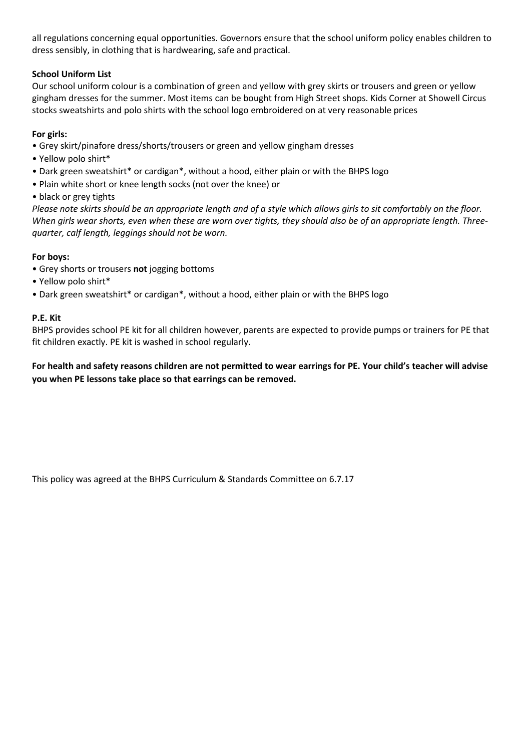all regulations concerning equal opportunities. Governors ensure that the school uniform policy enables children to dress sensibly, in clothing that is hardwearing, safe and practical.

**School Uniform List**

Our school uniform colour is a combination of green and yellow with grey skirts or trousers and green or yellow gingham dresses for the summer. Most items can be bought from High Street shops. Kids Corner at Showell Circus stocks sweatshirts and polo shirts with the school logo embroidered on at very reasonable prices

**For girls:**

- Grey skirt/pinafore dress/shorts/trousers or green and yellow gingham dresses
- Yellow polo shirt*
- Dark green sweatshirt* or cardigan*, without a hood, either plain or with the BHPS logo
- Plain white short or knee length socks (not over the knee) or
- black or grey tights

*Please note skirts should be an appropriate length and of a style which allows girls to sit comfortably on the floor. When girls wear shorts, even when these are worn over tights, they should also be of an appropriate length. Three-quarter, calf length, leggings should not be worn.*

**For boys:**

- Grey shorts or trousers **not** jogging bottoms
- Yellow polo shirt*
- Dark green sweatshirt* or cardigan*, without a hood, either plain or with the BHPS logo

**P.E. Kit**

BHPS provides school PE kit for all children however, parents are expected to provide pumps or trainers for PE that fit children exactly. PE kit is washed in school regularly.

**For health and safety reasons children are not permitted to wear earrings for PE. Your child's teacher will advise you when PE lessons take place so that earrings can be removed.**

This policy was agreed at the BHPS Curriculum & Standards Committee on 6.7.17